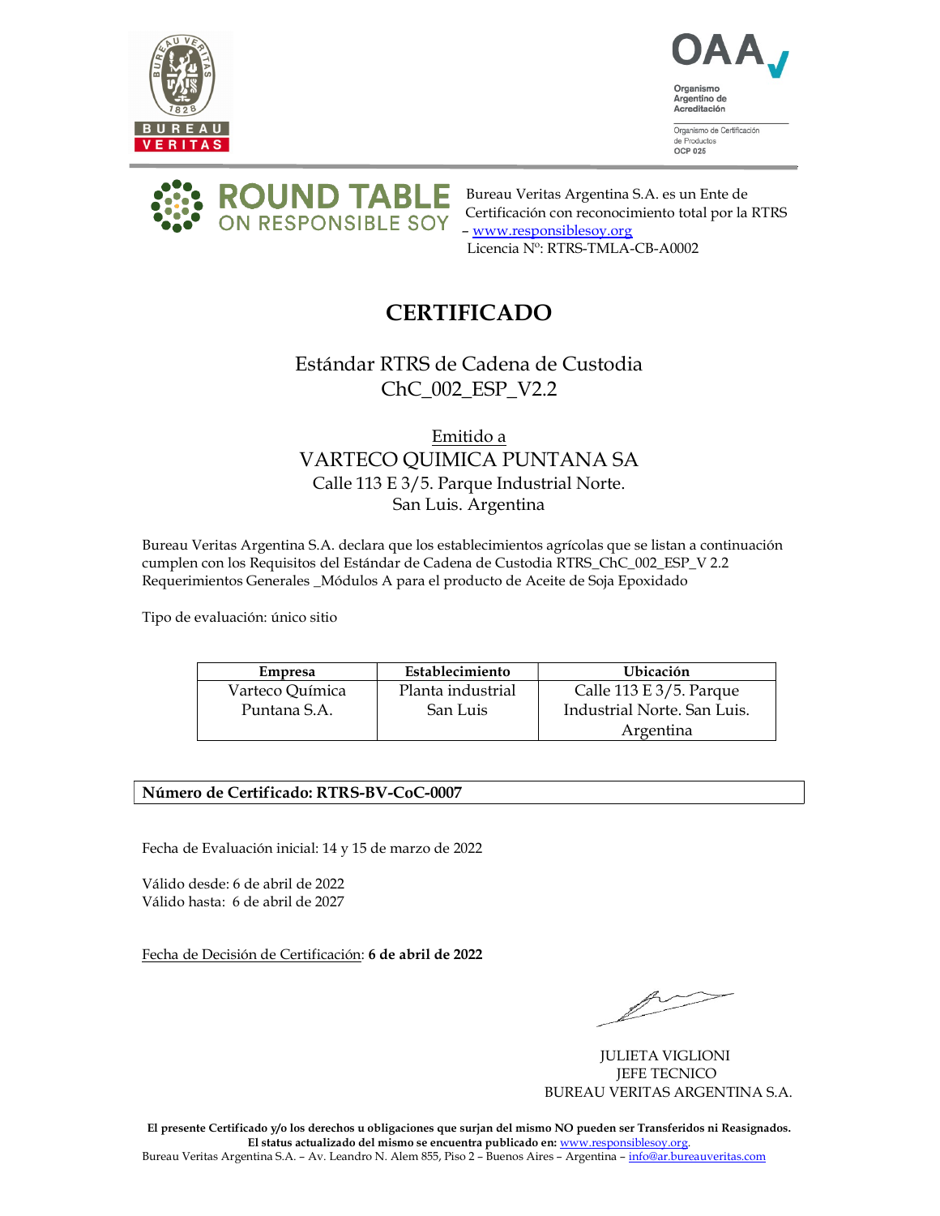Organismo Argentino de Acreditación

Organismo de Certificación de Productos
OCP 025

ROUND TABLE ON RESPONSIBLE SOY

Bureau Veritas Argentina S.A. es un Ente de Certificación con reconocimiento total por la RTRS – www.responsiblesoy.org
Licencia Nº: RTRS-TMLA-CB-A0002

# CERTIFICADO

## Estándar RTRS de Cadena de Custodia
## ChC_002_ESP_V2.2

Emitido a

## VARTECO QUIMICA PUNTANA SA

Calle 113 E 3/5. Parque Industrial Norte.
San Luis. Argentina

Bureau Veritas Argentina S.A. declara que los establecimientos agrícolas que se listan a continuación cumplen con los Requisitos del Estándar de Cadena de Custodia RTRS_ChC_002_ESP_V 2.2 Requerimientos Generales _Módulos A para el producto de Aceite de Soja Epoxidado

Tipo de evaluación: único sitio

| Empresa | Establecimiento | Ubicación |
|---|---|---|
| Varteco Química Puntana S.A. | Planta industrial San Luis | Calle 113 E 3/5. Parque Industrial Norte. San Luis. Argentina |

**Número de Certificado: RTRS-BV-CoC-0007**

Fecha de Evaluación inicial: 14 y 15 de marzo de 2022

Válido desde: 6 de abril de 2022
Válido hasta: 6 de abril de 2027

Fecha de Decisión de Certificación: **6 de abril de 2022**

JULIETA VIGLIONI
JEFE TECNICO
BUREAU VERITAS ARGENTINA S.A.

**El presente Certificado y/o los derechos u obligaciones que surjan del mismo NO pueden ser Transferidos ni Reasignados.**
**El status actualizado del mismo se encuentra publicado en:** www.responsiblesoy.org.
Bureau Veritas Argentina S.A. – Av. Leandro N. Alem 855, Piso 2 – Buenos Aires – Argentina – info@ar.bureauveritas.com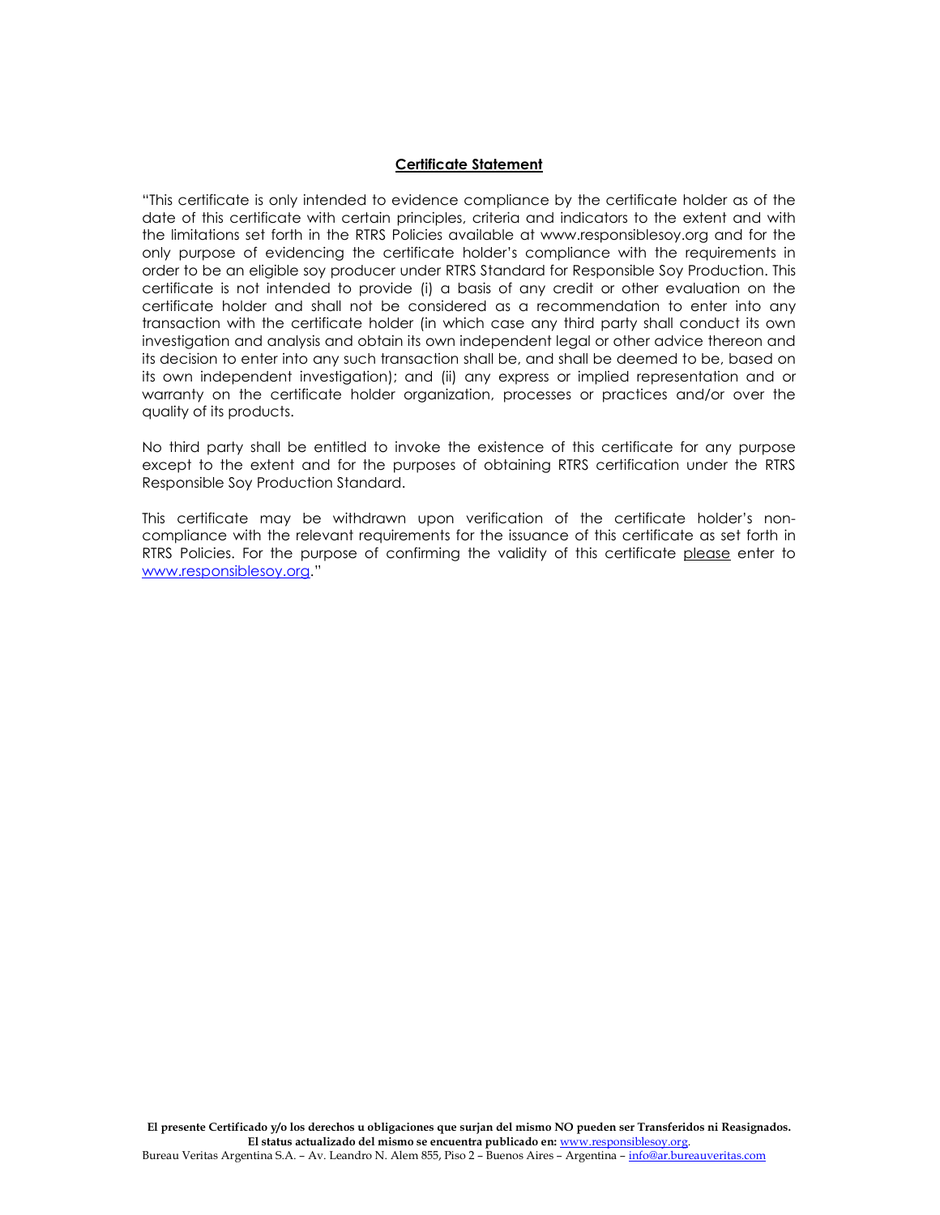## Certificate Statement

"This certificate is only intended to evidence compliance by the certificate holder as of the date of this certificate with certain principles, criteria and indicators to the extent and with the limitations set forth in the RTRS Policies available at www.responsiblesoy.org and for the only purpose of evidencing the certificate holder's compliance with the requirements in order to be an eligible soy producer under RTRS Standard for Responsible Soy Production. This certificate is not intended to provide (i) a basis of any credit or other evaluation on the certificate holder and shall not be considered as a recommendation to enter into any transaction with the certificate holder (in which case any third party shall conduct its own investigation and analysis and obtain its own independent legal or other advice thereon and its decision to enter into any such transaction shall be, and shall be deemed to be, based on its own independent investigation); and (ii) any express or implied representation and or warranty on the certificate holder organization, processes or practices and/or over the quality of its products.

No third party shall be entitled to invoke the existence of this certificate for any purpose except to the extent and for the purposes of obtaining RTRS certification under the RTRS Responsible Soy Production Standard.

This certificate may be withdrawn upon verification of the certificate holder's non-compliance with the relevant requirements for the issuance of this certificate as set forth in RTRS Policies. For the purpose of confirming the validity of this certificate please enter to www.responsiblesoy.org."